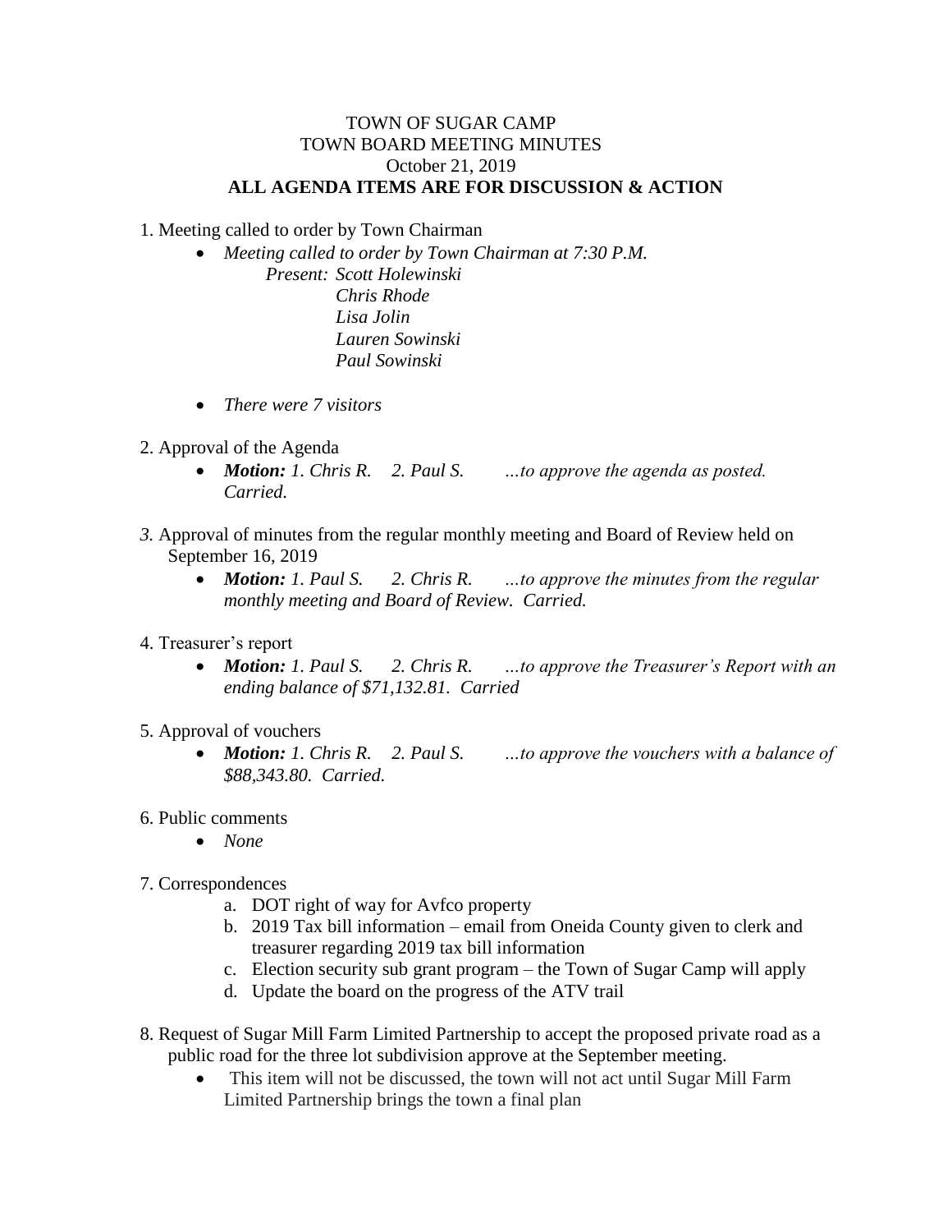TOWN OF SUGAR CAMP
TOWN BOARD MEETING MINUTES
October 21, 2019
**ALL AGENDA ITEMS ARE FOR DISCUSSION & ACTION**

1. Meeting called to order by Town Chairman
    - *Meeting called to order by Town Chairman at 7:30 P.M.*
      *Present: Scott Holewinski*
      *Chris Rhode*
      *Lisa Jolin*
      *Lauren Sowinski*
      *Paul Sowinski*
    - *There were 7 visitors*

2. Approval of the Agenda
    - ***Motion:** 1. Chris R. 2. Paul S. …to approve the agenda as posted. Carried.*

*3.* Approval of minutes from the regular monthly meeting and Board of Review held on September 16, 2019
    - ***Motion:** 1. Paul S. 2. Chris R. …to approve the minutes from the regular monthly meeting and Board of Review. Carried.*

4. Treasurer's report
    - ***Motion:** 1. Paul S. 2. Chris R. …to approve the Treasurer's Report with an ending balance of $71,132.81. Carried*

5. Approval of vouchers
    - ***Motion:** 1. Chris R. 2. Paul S. …to approve the vouchers with a balance of $88,343.80. Carried.*

6. Public comments
    - *None*

7. Correspondences
    a. DOT right of way for Avfco property
    b. 2019 Tax bill information – email from Oneida County given to clerk and treasurer regarding 2019 tax bill information
    c. Election security sub grant program – the Town of Sugar Camp will apply
    d. Update the board on the progress of the ATV trail

8. Request of Sugar Mill Farm Limited Partnership to accept the proposed private road as a public road for the three lot subdivision approve at the September meeting.
    - This item will not be discussed, the town will not act until Sugar Mill Farm Limited Partnership brings the town a final plan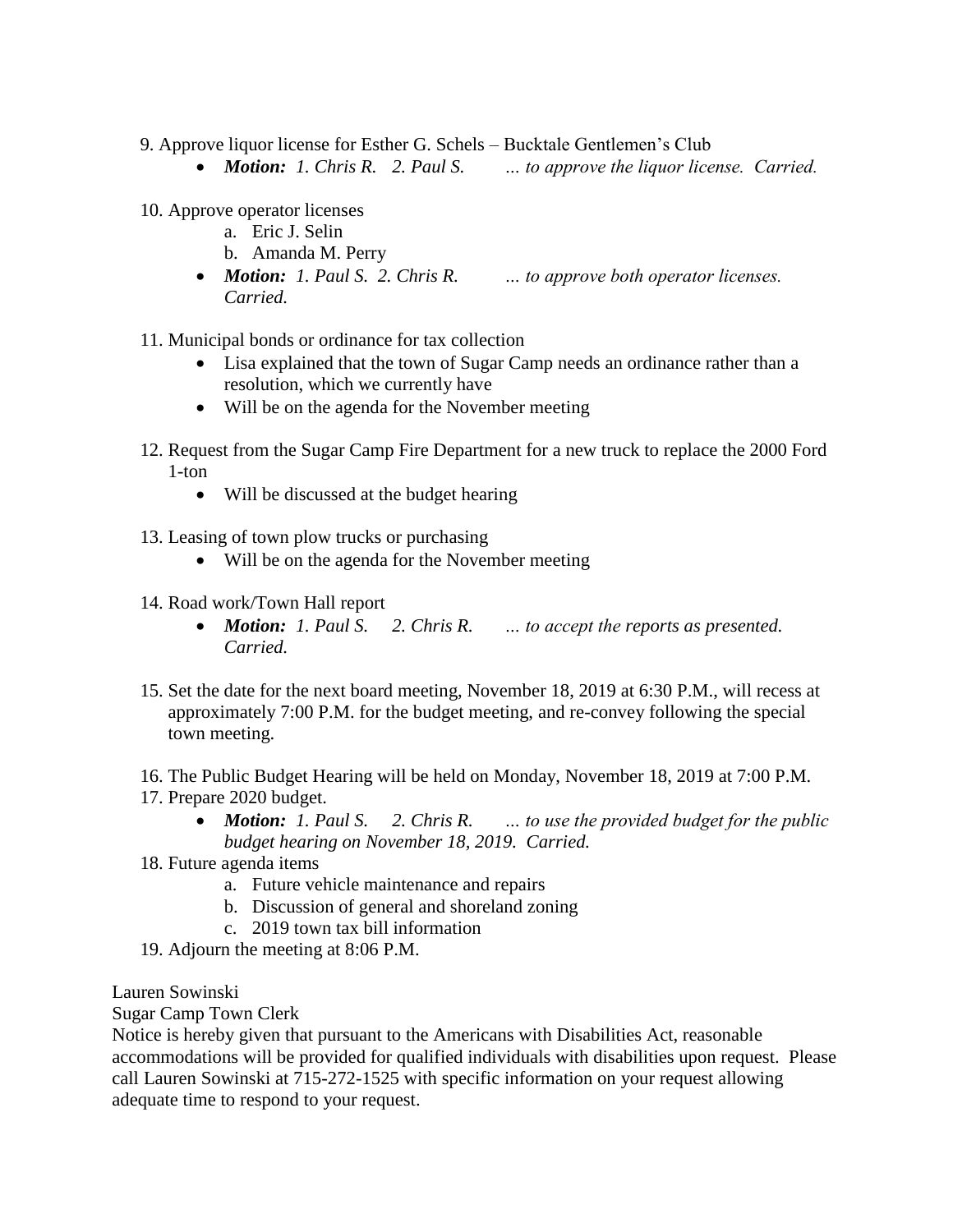9. Approve liquor license for Esther G. Schels – Bucktale Gentlemen's Club
    - ***Motion:*** *1. Chris R. 2. Paul S. … to approve the liquor license. Carried.*

10. Approve operator licenses
    a. Eric J. Selin
    b. Amanda M. Perry
    - ***Motion:*** *1. Paul S. 2. Chris R. … to approve both operator licenses. Carried.*

11. Municipal bonds or ordinance for tax collection
    - Lisa explained that the town of Sugar Camp needs an ordinance rather than a resolution, which we currently have
    - Will be on the agenda for the November meeting

12. Request from the Sugar Camp Fire Department for a new truck to replace the 2000 Ford 1-ton
    - Will be discussed at the budget hearing

13. Leasing of town plow trucks or purchasing
    - Will be on the agenda for the November meeting

14. Road work/Town Hall report
    - ***Motion:*** *1. Paul S. 2. Chris R. … to accept the reports as presented. Carried.*

15. Set the date for the next board meeting, November 18, 2019 at 6:30 P.M., will recess at approximately 7:00 P.M. for the budget meeting, and re-convey following the special town meeting.

16. The Public Budget Hearing will be held on Monday, November 18, 2019 at 7:00 P.M.
17. Prepare 2020 budget.
    - ***Motion:*** *1. Paul S. 2. Chris R. … to use the provided budget for the public budget hearing on November 18, 2019. Carried.*
18. Future agenda items
    a. Future vehicle maintenance and repairs
    b. Discussion of general and shoreland zoning
    c. 2019 town tax bill information
19. Adjourn the meeting at 8:06 P.M.

Lauren Sowinski
Sugar Camp Town Clerk
Notice is hereby given that pursuant to the Americans with Disabilities Act, reasonable accommodations will be provided for qualified individuals with disabilities upon request. Please call Lauren Sowinski at 715-272-1525 with specific information on your request allowing adequate time to respond to your request.